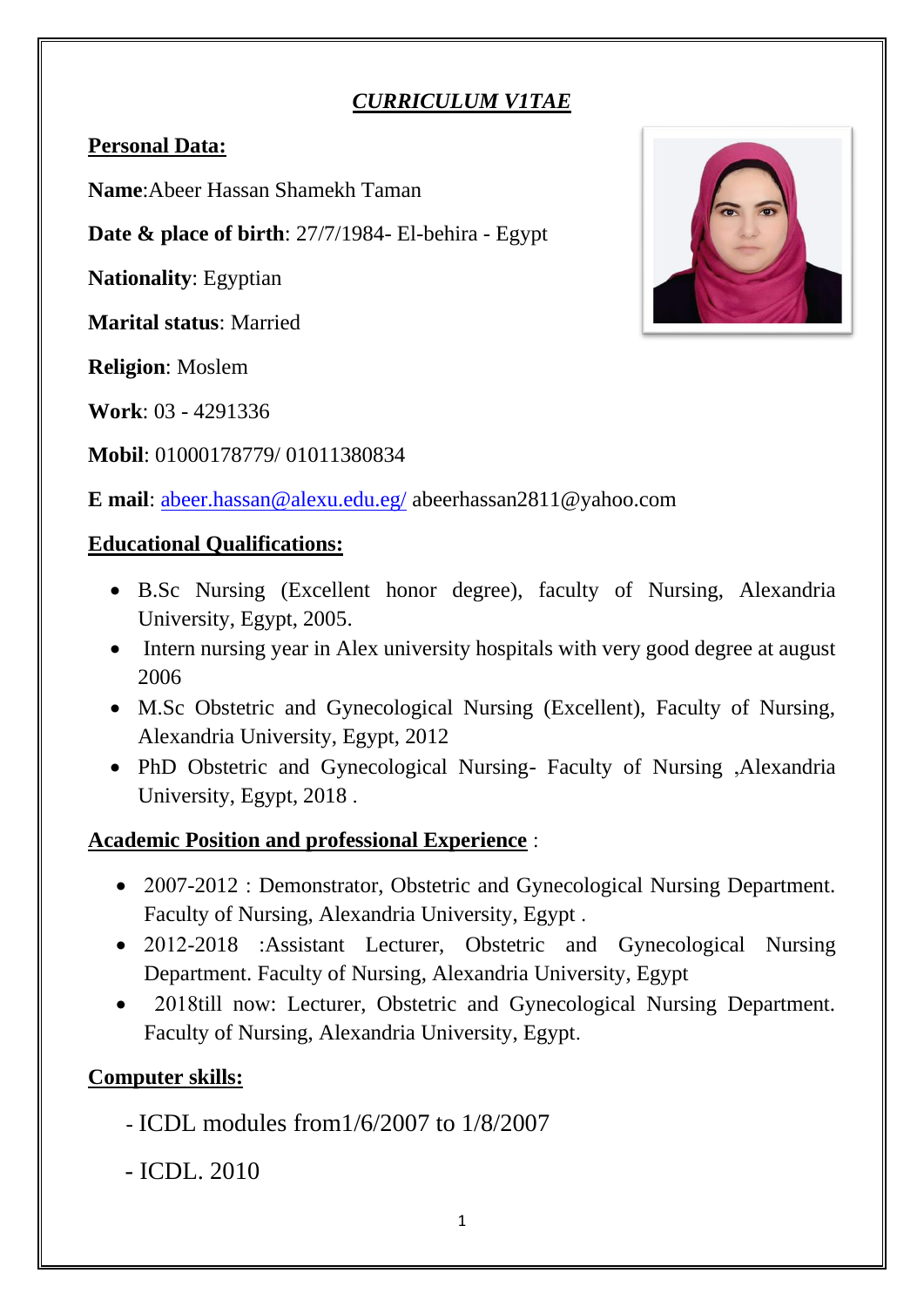# *CURRICULUM V1TAE*

## Personal Data:

**Name**:Abeer Hassan Shamekh Taman

**Date & place of birth**: 27/7/1984- El-behira - Egypt

**Nationality**: Egyptian

**Marital status**: Married

**Religion**: Moslem

**Work**: 03 - 4291336

**Mobil**: 01000178779/ 01011380834

**E mail**: abeer.hassan@alexu.edu.eg/ abeerhassan2811@yahoo.com

## Educational Qualifications:

- B.Sc Nursing (Excellent honor degree), faculty of Nursing, Alexandria University, Egypt, 2005.
- Intern nursing year in Alex university hospitals with very good degree at august 2006
- M.Sc Obstetric and Gynecological Nursing (Excellent), Faculty of Nursing, Alexandria University, Egypt, 2012
- PhD Obstetric and Gynecological Nursing- Faculty of Nursing ,Alexandria University, Egypt, 2018 .

## Academic Position and professional Experience :

- 2007-2012 : Demonstrator, Obstetric and Gynecological Nursing Department. Faculty of Nursing, Alexandria University, Egypt .
- 2012-2018 :Assistant Lecturer, Obstetric and Gynecological Nursing Department. Faculty of Nursing, Alexandria University, Egypt
- 2018till now: Lecturer, Obstetric and Gynecological Nursing Department. Faculty of Nursing, Alexandria University, Egypt.

## Computer skills:

- ICDL modules from1/6/2007 to 1/8/2007

- ICDL. 2010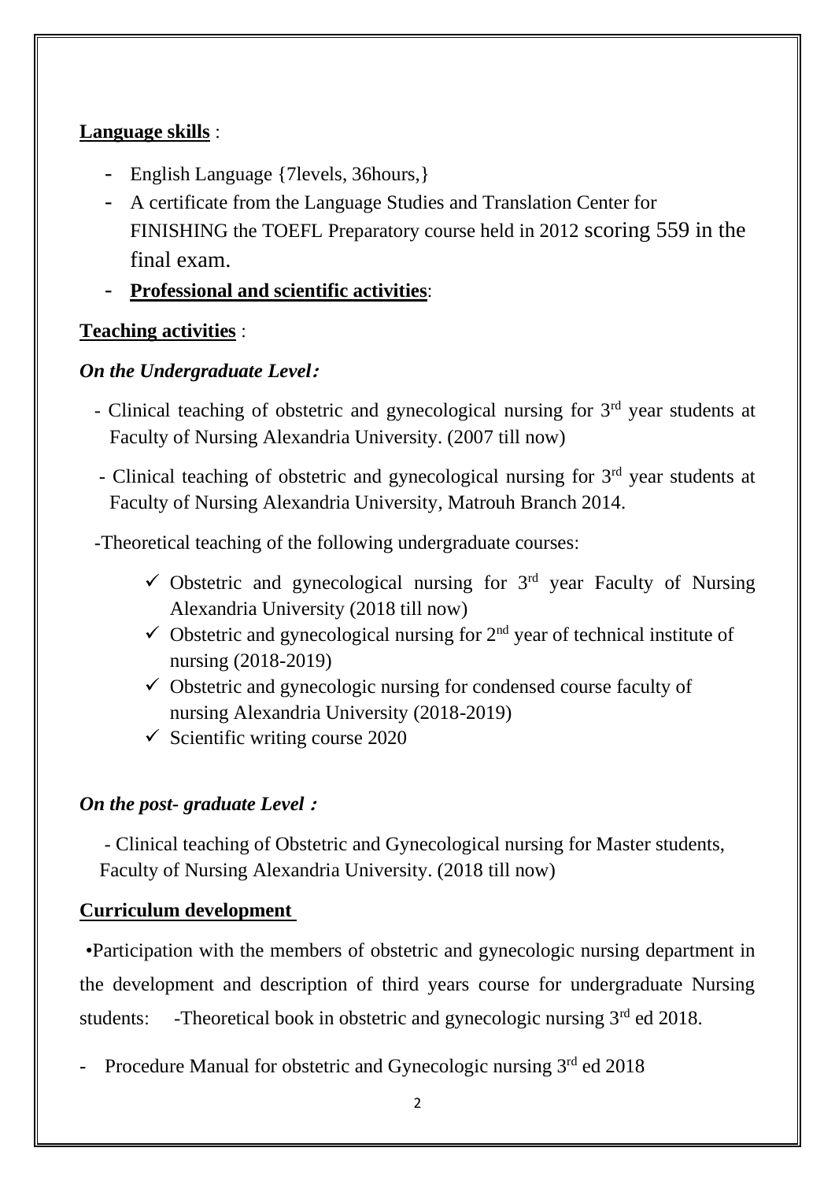**Language skills** :

- English Language {7levels, 36hours,}
- A certificate from the Language Studies and Translation Center for FINISHING the TOEFL Preparatory course held in 2012 scoring 559 in the final exam.
- **Professional and scientific activities**:

**Teaching activities** :

***On the Undergraduate Level:***

- Clinical teaching of obstetric and gynecological nursing for 3rd year students at Faculty of Nursing Alexandria University. (2007 till now)
- Clinical teaching of obstetric and gynecological nursing for 3rd year students at Faculty of Nursing Alexandria University, Matrouh Branch 2014.

-Theoretical teaching of the following undergraduate courses:

- ✓ Obstetric and gynecological nursing for 3rd year Faculty of Nursing Alexandria University (2018 till now)
- ✓ Obstetric and gynecological nursing for 2nd year of technical institute of nursing (2018-2019)
- ✓ Obstetric and gynecologic nursing for condensed course faculty of nursing Alexandria University (2018-2019)
- ✓ Scientific writing course 2020

***On the post- graduate Level :***

- Clinical teaching of Obstetric and Gynecological nursing for Master students, Faculty of Nursing Alexandria University. (2018 till now)

**Curriculum development**

•Participation with the members of obstetric and gynecologic nursing department in the development and description of third years course for undergraduate Nursing students: -Theoretical book in obstetric and gynecologic nursing 3rd ed 2018.

- Procedure Manual for obstetric and Gynecologic nursing 3rd ed 2018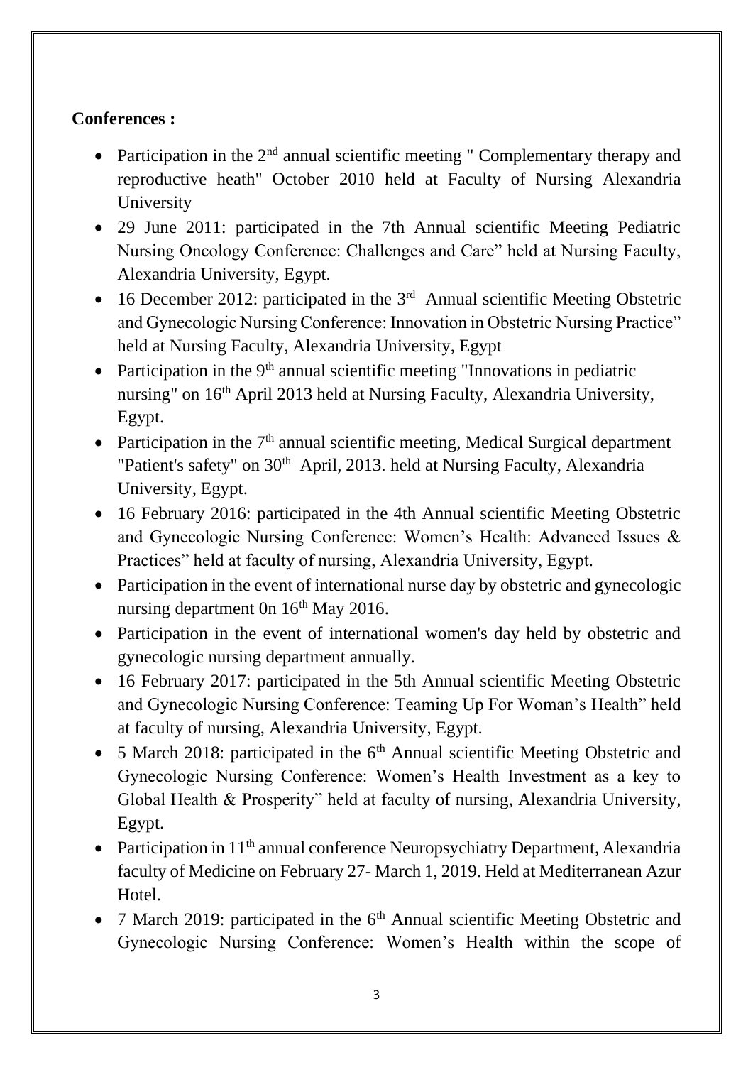**Conferences :**

- Participation in the 2nd annual scientific meeting " Complementary therapy and reproductive heath" October 2010 held at Faculty of Nursing Alexandria University
- 29 June 2011: participated in the 7th Annual scientific Meeting Pediatric Nursing Oncology Conference: Challenges and Care" held at Nursing Faculty, Alexandria University, Egypt.
- 16 December 2012: participated in the 3rd Annual scientific Meeting Obstetric and Gynecologic Nursing Conference: Innovation in Obstetric Nursing Practice" held at Nursing Faculty, Alexandria University, Egypt
- Participation in the 9th annual scientific meeting "Innovations in pediatric nursing" on 16th April 2013 held at Nursing Faculty, Alexandria University, Egypt.
- Participation in the 7th annual scientific meeting, Medical Surgical department "Patient's safety" on 30th April, 2013. held at Nursing Faculty, Alexandria University, Egypt.
- 16 February 2016: participated in the 4th Annual scientific Meeting Obstetric and Gynecologic Nursing Conference: Women's Health: Advanced Issues & Practices" held at faculty of nursing, Alexandria University, Egypt.
- Participation in the event of international nurse day by obstetric and gynecologic nursing department 0n 16th May 2016.
- Participation in the event of international women's day held by obstetric and gynecologic nursing department annually.
- 16 February 2017: participated in the 5th Annual scientific Meeting Obstetric and Gynecologic Nursing Conference: Teaming Up For Woman's Health" held at faculty of nursing, Alexandria University, Egypt.
- 5 March 2018: participated in the 6th Annual scientific Meeting Obstetric and Gynecologic Nursing Conference: Women's Health Investment as a key to Global Health & Prosperity" held at faculty of nursing, Alexandria University, Egypt.
- Participation in 11th annual conference Neuropsychiatry Department, Alexandria faculty of Medicine on February 27- March 1, 2019. Held at Mediterranean Azur Hotel.
- 7 March 2019: participated in the 6th Annual scientific Meeting Obstetric and Gynecologic Nursing Conference: Women's Health within the scope of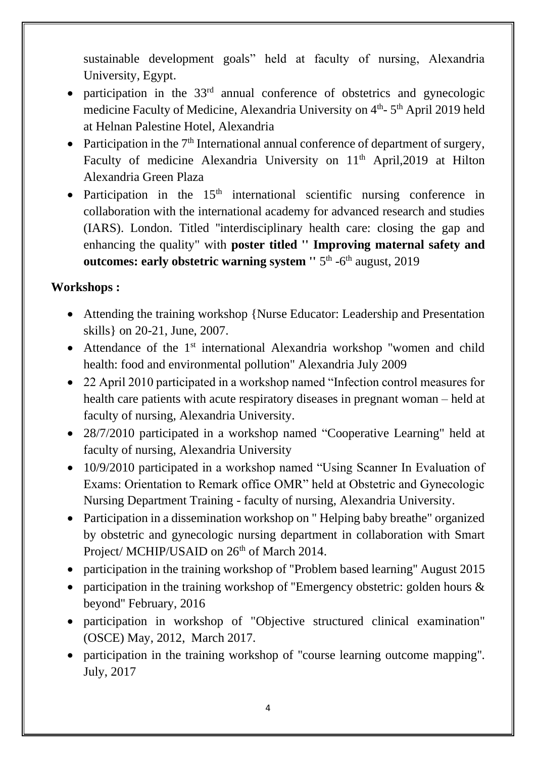sustainable development goals" held at faculty of nursing, Alexandria University, Egypt.

- participation in the 33rd annual conference of obstetrics and gynecologic medicine Faculty of Medicine, Alexandria University on 4th- 5th April 2019 held at Helnan Palestine Hotel, Alexandria
- Participation in the 7th International annual conference of department of surgery, Faculty of medicine Alexandria University on 11th April,2019 at Hilton Alexandria Green Plaza
- Participation in the 15th international scientific nursing conference in collaboration with the international academy for advanced research and studies (IARS). London. Titled "interdisciplinary health care: closing the gap and enhancing the quality" with **poster titled '' Improving maternal safety and outcomes: early obstetric warning system ''** 5th -6th august, 2019

**Workshops :**

- Attending the training workshop {Nurse Educator: Leadership and Presentation skills} on 20-21, June, 2007.
- Attendance of the 1st international Alexandria workshop "women and child health: food and environmental pollution" Alexandria July 2009
- 22 April 2010 participated in a workshop named "Infection control measures for health care patients with acute respiratory diseases in pregnant woman – held at faculty of nursing, Alexandria University.
- 28/7/2010 participated in a workshop named "Cooperative Learning" held at faculty of nursing, Alexandria University
- 10/9/2010 participated in a workshop named "Using Scanner In Evaluation of Exams: Orientation to Remark office OMR" held at Obstetric and Gynecologic Nursing Department Training - faculty of nursing, Alexandria University.
- Participation in a dissemination workshop on " Helping baby breathe" organized by obstetric and gynecologic nursing department in collaboration with Smart Project/ MCHIP/USAID on 26th of March 2014.
- participation in the training workshop of "Problem based learning" August 2015
- participation in the training workshop of "Emergency obstetric: golden hours & beyond" February, 2016
- participation in workshop of "Objective structured clinical examination" (OSCE) May, 2012, March 2017.
- participation in the training workshop of "course learning outcome mapping". July, 2017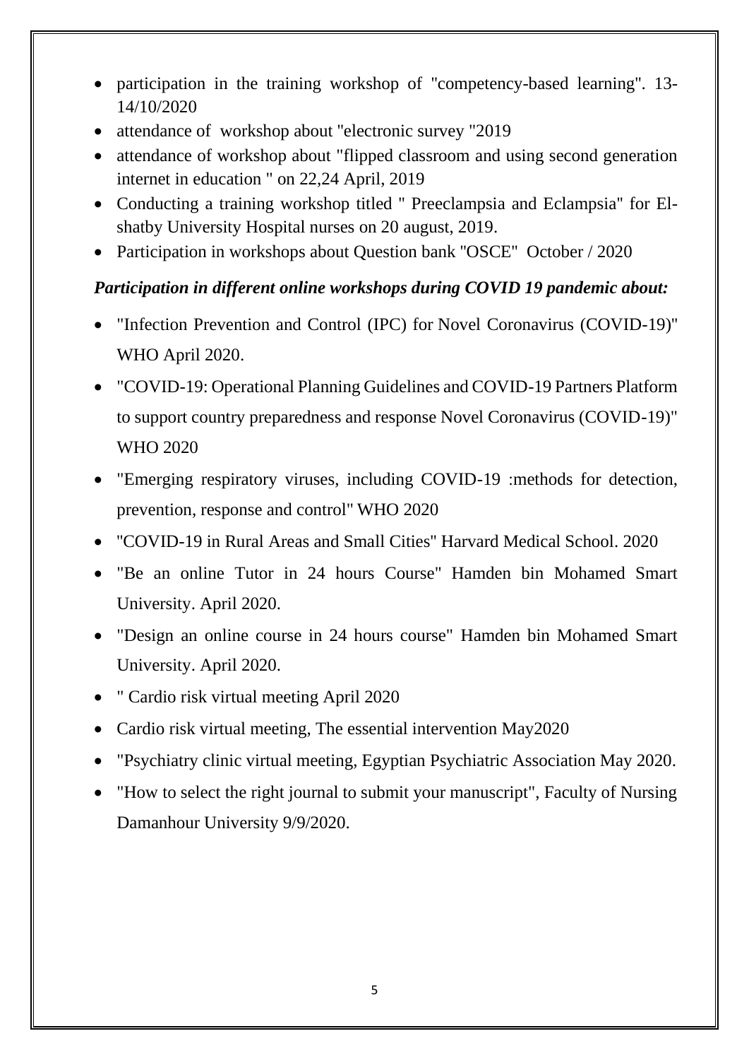- participation in the training workshop of "competency-based learning". 13-14/10/2020
- attendance of workshop about "electronic survey "2019
- attendance of workshop about "flipped classroom and using second generation internet in education " on 22,24 April, 2019
- Conducting a training workshop titled " Preeclampsia and Eclampsia" for El-shatby University Hospital nurses on 20 august, 2019.
- Participation in workshops about Question bank "OSCE" October / 2020

***Participation in different online workshops during COVID 19 pandemic about:***

- "Infection Prevention and Control (IPC) for Novel Coronavirus (COVID-19)" WHO April 2020.
- "COVID-19: Operational Planning Guidelines and COVID-19 Partners Platform to support country preparedness and response Novel Coronavirus (COVID-19)" WHO 2020
- "Emerging respiratory viruses, including COVID-19 :methods for detection, prevention, response and control" WHO 2020
- "COVID-19 in Rural Areas and Small Cities" Harvard Medical School. 2020
- "Be an online Tutor in 24 hours Course" Hamden bin Mohamed Smart University. April 2020.
- "Design an online course in 24 hours course" Hamden bin Mohamed Smart University. April 2020.
- " Cardio risk virtual meeting April 2020
- Cardio risk virtual meeting, The essential intervention May2020
- "Psychiatry clinic virtual meeting, Egyptian Psychiatric Association May 2020.
- "How to select the right journal to submit your manuscript", Faculty of Nursing Damanhour University 9/9/2020.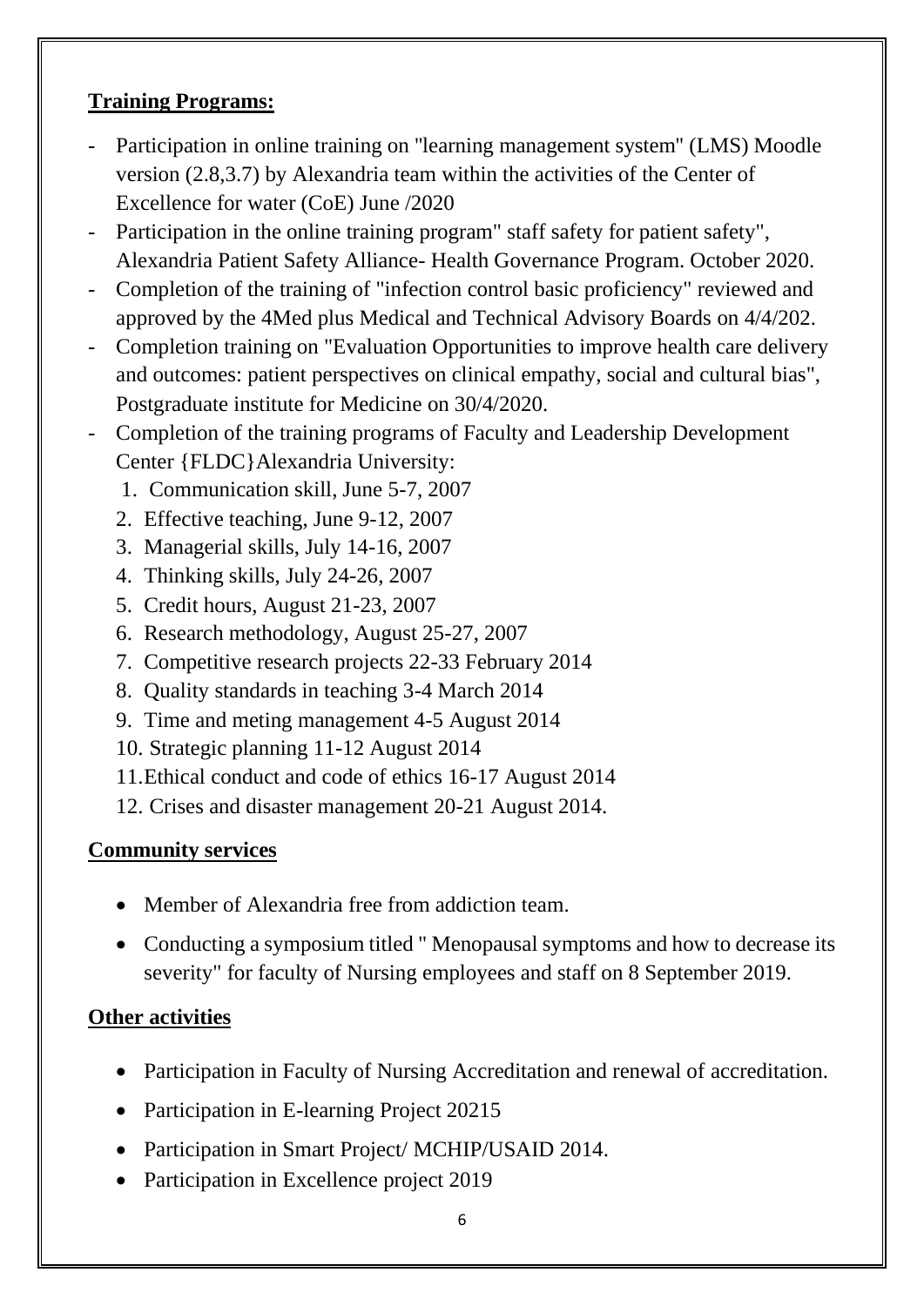**Training Programs:**

- Participation in online training on "learning management system" (LMS) Moodle version (2.8,3.7) by Alexandria team within the activities of the Center of Excellence for water (CoE) June /2020
- Participation in the online training program" staff safety for patient safety", Alexandria Patient Safety Alliance- Health Governance Program. October 2020.
- Completion of the training of "infection control basic proficiency" reviewed and approved by the 4Med plus Medical and Technical Advisory Boards on 4/4/202.
- Completion training on "Evaluation Opportunities to improve health care delivery and outcomes: patient perspectives on clinical empathy, social and cultural bias", Postgraduate institute for Medicine on 30/4/2020.
- Completion of the training programs of Faculty and Leadership Development Center {FLDC}Alexandria University:
  1. Communication skill, June 5-7, 2007
  2. Effective teaching, June 9-12, 2007
  3. Managerial skills, July 14-16, 2007
  4. Thinking skills, July 24-26, 2007
  5. Credit hours, August 21-23, 2007
  6. Research methodology, August 25-27, 2007
  7. Competitive research projects 22-33 February 2014
  8. Quality standards in teaching 3-4 March 2014
  9. Time and meting management 4-5 August 2014
  10. Strategic planning 11-12 August 2014
  11. Ethical conduct and code of ethics 16-17 August 2014
  12. Crises and disaster management 20-21 August 2014.

**Community services**

- Member of Alexandria free from addiction team.
- Conducting a symposium titled " Menopausal symptoms and how to decrease its severity" for faculty of Nursing employees and staff on 8 September 2019.

**Other activities**

- Participation in Faculty of Nursing Accreditation and renewal of accreditation.
- Participation in E-learning Project 20215
- Participation in Smart Project/ MCHIP/USAID 2014.
- Participation in Excellence project 2019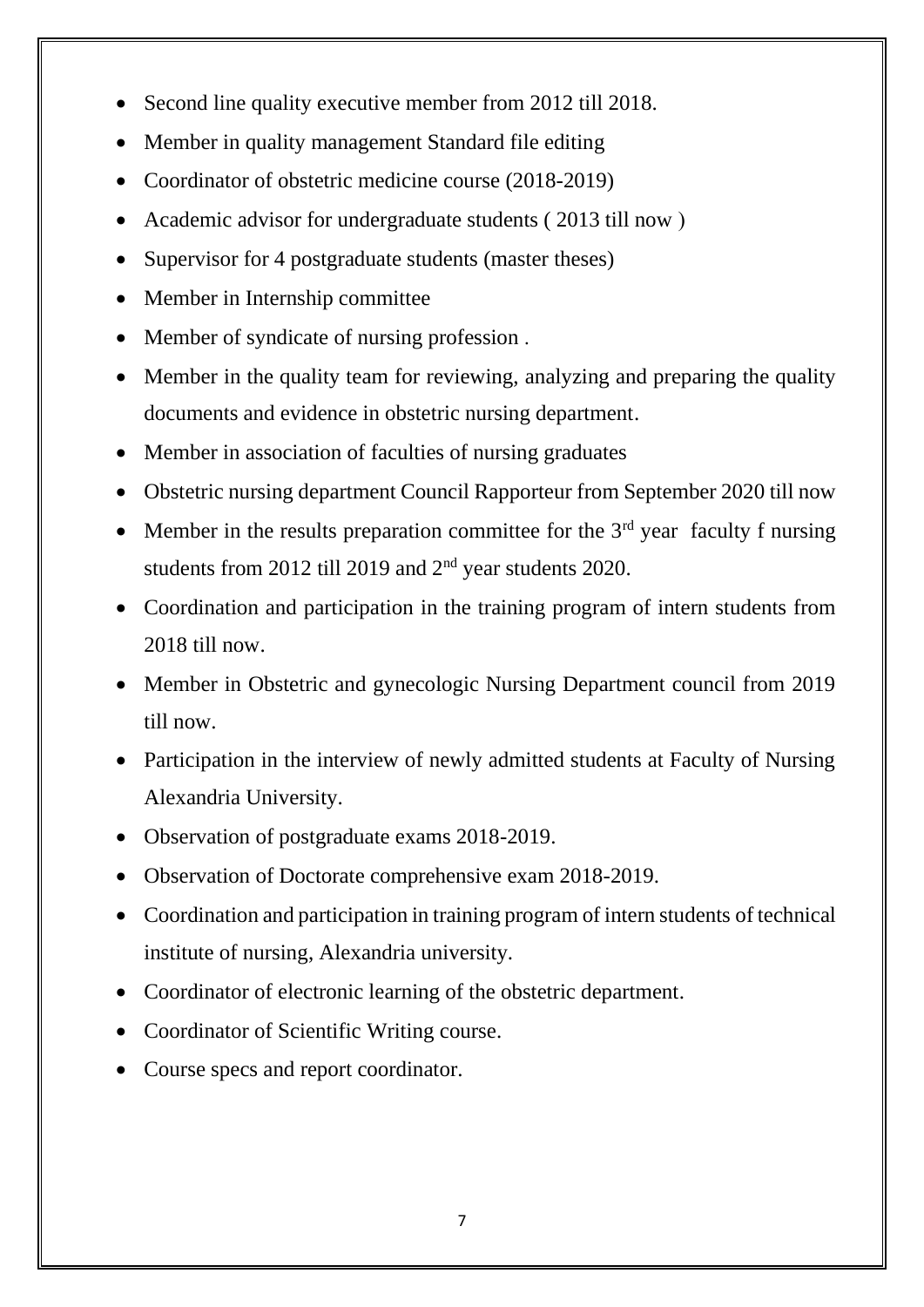- Second line quality executive member from 2012 till 2018.
- Member in quality management Standard file editing
- Coordinator of obstetric medicine course (2018-2019)
- Academic advisor for undergraduate students ( 2013 till now )
- Supervisor for 4 postgraduate students (master theses)
- Member in Internship committee
- Member of syndicate of nursing profession .
- Member in the quality team for reviewing, analyzing and preparing the quality documents and evidence in obstetric nursing department.
- Member in association of faculties of nursing graduates
- Obstetric nursing department Council Rapporteur from September 2020 till now
- Member in the results preparation committee for the 3rd year faculty f nursing students from 2012 till 2019 and 2nd year students 2020.
- Coordination and participation in the training program of intern students from 2018 till now.
- Member in Obstetric and gynecologic Nursing Department council from 2019 till now.
- Participation in the interview of newly admitted students at Faculty of Nursing Alexandria University.
- Observation of postgraduate exams 2018-2019.
- Observation of Doctorate comprehensive exam 2018-2019.
- Coordination and participation in training program of intern students of technical institute of nursing, Alexandria university.
- Coordinator of electronic learning of the obstetric department.
- Coordinator of Scientific Writing course.
- Course specs and report coordinator.